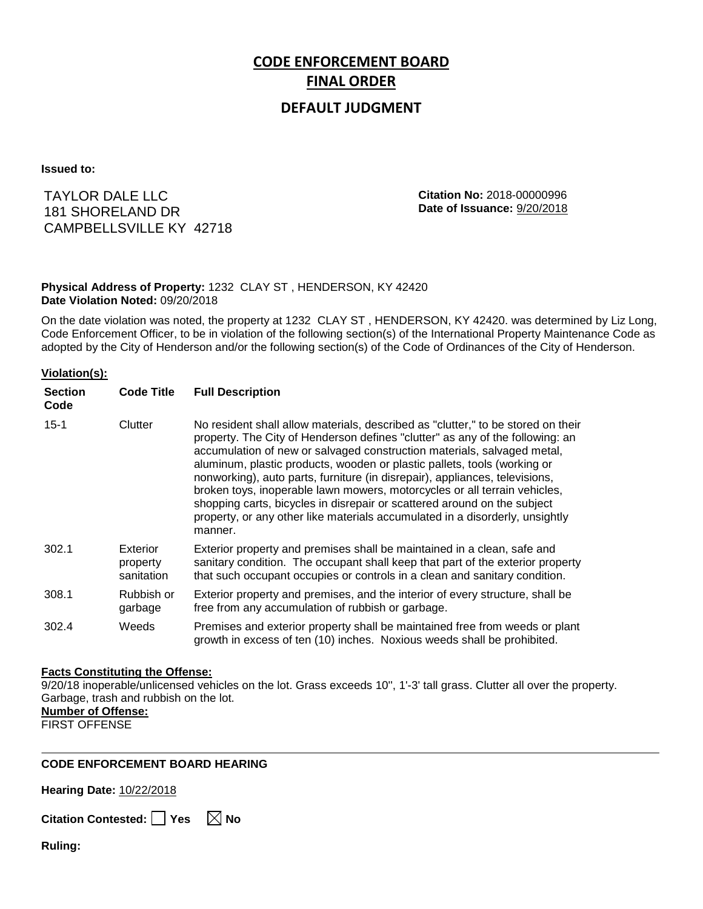# CODE ENFORCEMENT BOARD

# FINAL ORDER

## DEFAULT JUDGMENT

**Issued to:**

TAYLOR DALE LLC
181 SHORELAND DR
CAMPBELLSVILLE KY 42718

**Citation No:** 2018-00000996
**Date of Issuance:** 9/20/2018

**Physical Address of Property:** 1232 CLAY ST , HENDERSON, KY 42420
**Date Violation Noted:** 09/20/2018

On the date violation was noted, the property at 1232 CLAY ST , HENDERSON, KY 42420. was determined by Liz Long, Code Enforcement Officer, to be in violation of the following section(s) of the International Property Maintenance Code as adopted by the City of Henderson and/or the following section(s) of the Code of Ordinances of the City of Henderson.

**Violation(s):**

| Section Code | Code Title | Full Description |
|---|---|---|
| 15-1 | Clutter | No resident shall allow materials, described as "clutter," to be stored on their property. The City of Henderson defines "clutter" as any of the following: an accumulation of new or salvaged construction materials, salvaged metal, aluminum, plastic products, wooden or plastic pallets, tools (working or nonworking), auto parts, furniture (in disrepair), appliances, televisions, broken toys, inoperable lawn mowers, motorcycles or all terrain vehicles, shopping carts, bicycles in disrepair or scattered around on the subject property, or any other like materials accumulated in a disorderly, unsightly manner. |
| 302.1 | Exterior property sanitation | Exterior property and premises shall be maintained in a clean, safe and sanitary condition. The occupant shall keep that part of the exterior property that such occupant occupies or controls in a clean and sanitary condition. |
| 308.1 | Rubbish or garbage | Exterior property and premises, and the interior of every structure, shall be free from any accumulation of rubbish or garbage. |
| 302.4 | Weeds | Premises and exterior property shall be maintained free from weeds or plant growth in excess of ten (10) inches. Noxious weeds shall be prohibited. |

**Facts Constituting the Offense:**
9/20/18 inoperable/unlicensed vehicles on the lot. Grass exceeds 10'', 1'-3' tall grass. Clutter all over the property. Garbage, trash and rubbish on the lot.

**Number of Offense:**
FIRST OFFENSE

---

**CODE ENFORCEMENT BOARD HEARING**

**Hearing Date:** 10/22/2018

**Citation Contested:** ☐ Yes ☒ No

**Ruling:**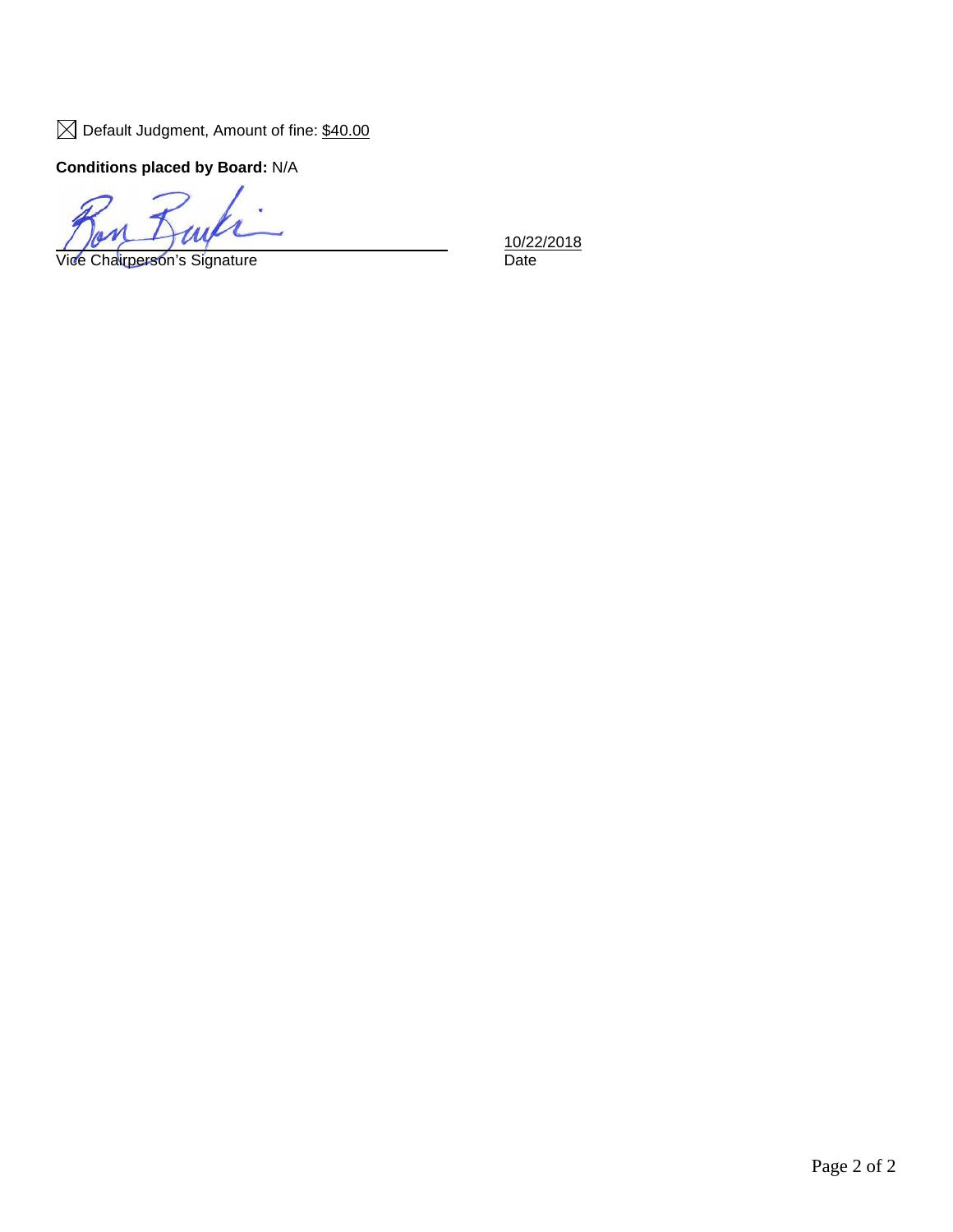☒ Default Judgment, Amount of fine: $40.00

**Conditions placed by Board:** N/A

Vice Chairperson's Signature 10/22/2018

Date